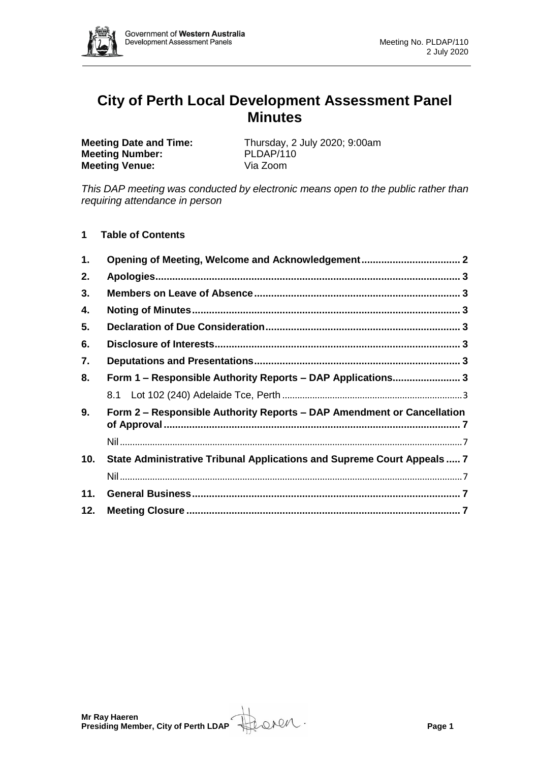# City of Perth Local Development Assessment Panel Minutes

**Meeting Date and Time:** Thursday, 2 July 2020; 9:00am
**Meeting Number:** PLDAP/110
**Meeting Venue:** Via Zoom

*This DAP meeting was conducted by electronic means open to the public rather than requiring attendance in person*

## 1 Table of Contents

| | | |
|---|---|---|
| 1. | Opening of Meeting, Welcome and Acknowledgement | 2 |
| 2. | Apologies | 3 |
| 3. | Members on Leave of Absence | 3 |
| 4. | Noting of Minutes | 3 |
| 5. | Declaration of Due Consideration | 3 |
| 6. | Disclosure of Interests | 3 |
| 7. | Deputations and Presentations | 3 |
| 8. | Form 1 – Responsible Authority Reports – DAP Applications | 3 |
| | 8.1 Lot 102 (240) Adelaide Tce, Perth | 3 |
| 9. | Form 2 – Responsible Authority Reports – DAP Amendment or Cancellation of Approval | 7 |
| | Nil | 7 |
| 10. | State Administrative Tribunal Applications and Supreme Court Appeals | 7 |
| | Nil | 7 |
| 11. | General Business | 7 |
| 12. | Meeting Closure | 7 |

**Mr Ray Haeren**
**Presiding Member, City of Perth LDAP**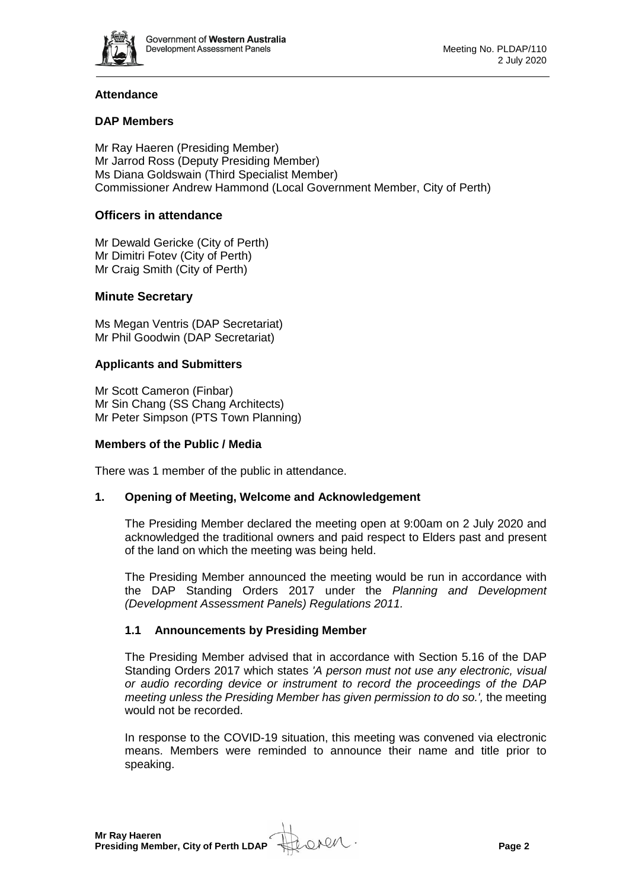## Attendance

### DAP Members

Mr Ray Haeren (Presiding Member)
Mr Jarrod Ross (Deputy Presiding Member)
Ms Diana Goldswain (Third Specialist Member)
Commissioner Andrew Hammond (Local Government Member, City of Perth)

### Officers in attendance

Mr Dewald Gericke (City of Perth)
Mr Dimitri Fotev (City of Perth)
Mr Craig Smith (City of Perth)

### Minute Secretary

Ms Megan Ventris (DAP Secretariat)
Mr Phil Goodwin (DAP Secretariat)

### Applicants and Submitters

Mr Scott Cameron (Finbar)
Mr Sin Chang (SS Chang Architects)
Mr Peter Simpson (PTS Town Planning)

### Members of the Public / Media

There was 1 member of the public in attendance.

## 1. Opening of Meeting, Welcome and Acknowledgement

The Presiding Member declared the meeting open at 9:00am on 2 July 2020 and acknowledged the traditional owners and paid respect to Elders past and present of the land on which the meeting was being held.

The Presiding Member announced the meeting would be run in accordance with the DAP Standing Orders 2017 under the *Planning and Development (Development Assessment Panels) Regulations 2011.*

### 1.1 Announcements by Presiding Member

The Presiding Member advised that in accordance with Section 5.16 of the DAP Standing Orders 2017 which states *'A person must not use any electronic, visual or audio recording device or instrument to record the proceedings of the DAP meeting unless the Presiding Member has given permission to do so.',* the meeting would not be recorded.

In response to the COVID-19 situation, this meeting was convened via electronic means. Members were reminded to announce their name and title prior to speaking.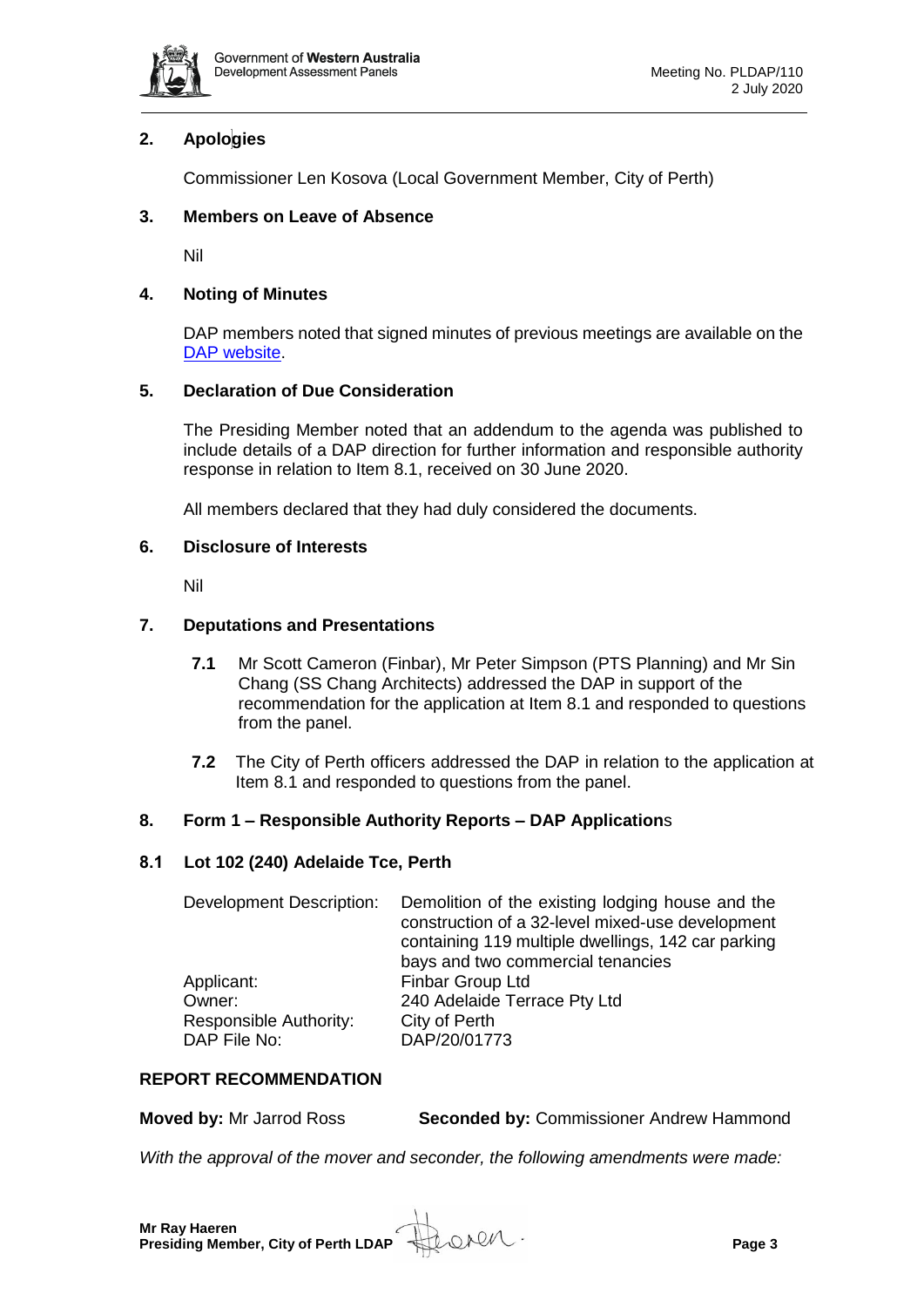## 2. Apologies

Commissioner Len Kosova (Local Government Member, City of Perth)

## 3. Members on Leave of Absence

Nil

## 4. Noting of Minutes

DAP members noted that signed minutes of previous meetings are available on the [DAP website](DAP website).

## 5. Declaration of Due Consideration

The Presiding Member noted that an addendum to the agenda was published to include details of a DAP direction for further information and responsible authority response in relation to Item 8.1, received on 30 June 2020.

All members declared that they had duly considered the documents.

## 6. Disclosure of Interests

Nil

## 7. Deputations and Presentations

**7.1** Mr Scott Cameron (Finbar), Mr Peter Simpson (PTS Planning) and Mr Sin Chang (SS Chang Architects) addressed the DAP in support of the recommendation for the application at Item 8.1 and responded to questions from the panel.

**7.2** The City of Perth officers addressed the DAP in relation to the application at Item 8.1 and responded to questions from the panel.

## 8. Form 1 – Responsible Authority Reports – DAP Applications

### 8.1 Lot 102 (240) Adelaide Tce, Perth

| | |
|---|---|
| Development Description: | Demolition of the existing lodging house and the construction of a 32-level mixed-use development containing 119 multiple dwellings, 142 car parking bays and two commercial tenancies |
| Applicant: | Finbar Group Ltd |
| Owner: | 240 Adelaide Terrace Pty Ltd |
| Responsible Authority: | City of Perth |
| DAP File No: | DAP/20/01773 |

**REPORT RECOMMENDATION**

**Moved by:** Mr Jarrod Ross **Seconded by:** Commissioner Andrew Hammond

*With the approval of the mover and seconder, the following amendments were made:*

**Mr Ray Haeren**
**Presiding Member, City of Perth LDAP**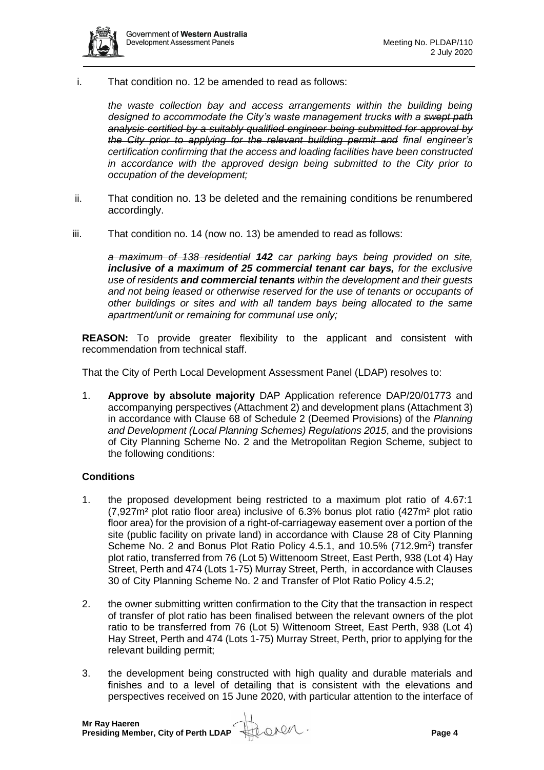i. That condition no. 12 be amended to read as follows:

   *the waste collection bay and access arrangements within the building being designed to accommodate the City's waste management trucks with a ~~swept path analysis certified by a suitably qualified engineer being submitted for approval by the City prior to applying for the relevant building permit and~~ final engineer's certification confirming that the access and loading facilities have been constructed in accordance with the approved design being submitted to the City prior to occupation of the development;*

ii. That condition no. 13 be deleted and the remaining conditions be renumbered accordingly.

iii. That condition no. 14 (now no. 13) be amended to read as follows:

   *~~a maximum of 138 residential~~ **142** car parking bays being provided on site, **inclusive of a maximum of 25 commercial tenant car bays,** for the exclusive use of residents **and commercial tenants** within the development and their guests and not being leased or otherwise reserved for the use of tenants or occupants of other buildings or sites and with all tandem bays being allocated to the same apartment/unit or remaining for communal use only;*

**REASON:** To provide greater flexibility to the applicant and consistent with recommendation from technical staff.

That the City of Perth Local Development Assessment Panel (LDAP) resolves to:

1. **Approve by absolute majority** DAP Application reference DAP/20/01773 and accompanying perspectives (Attachment 2) and development plans (Attachment 3) in accordance with Clause 68 of Schedule 2 (Deemed Provisions) of the *Planning and Development (Local Planning Schemes) Regulations 2015*, and the provisions of City Planning Scheme No. 2 and the Metropolitan Region Scheme, subject to the following conditions:

**Conditions**

1. the proposed development being restricted to a maximum plot ratio of 4.67:1 (7,927m² plot ratio floor area) inclusive of 6.3% bonus plot ratio (427m² plot ratio floor area) for the provision of a right-of-carriageway easement over a portion of the site (public facility on private land) in accordance with Clause 28 of City Planning Scheme No. 2 and Bonus Plot Ratio Policy 4.5.1, and 10.5% (712.9m²) transfer plot ratio, transferred from 76 (Lot 5) Wittenoom Street, East Perth, 938 (Lot 4) Hay Street, Perth and 474 (Lots 1-75) Murray Street, Perth, in accordance with Clauses 30 of City Planning Scheme No. 2 and Transfer of Plot Ratio Policy 4.5.2;

2. the owner submitting written confirmation to the City that the transaction in respect of transfer of plot ratio has been finalised between the relevant owners of the plot ratio to be transferred from 76 (Lot 5) Wittenoom Street, East Perth, 938 (Lot 4) Hay Street, Perth and 474 (Lots 1-75) Murray Street, Perth, prior to applying for the relevant building permit;

3. the development being constructed with high quality and durable materials and finishes and to a level of detailing that is consistent with the elevations and perspectives received on 15 June 2020, with particular attention to the interface of

**Mr Ray Haeren**
**Presiding Member, City of Perth LDAP**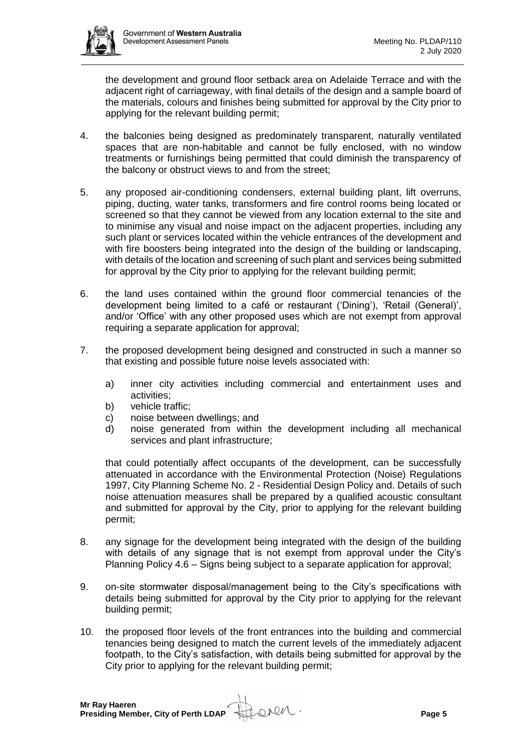the development and ground floor setback area on Adelaide Terrace and with the adjacent right of carriageway, with final details of the design and a sample board of the materials, colours and finishes being submitted for approval by the City prior to applying for the relevant building permit;

4. the balconies being designed as predominately transparent, naturally ventilated spaces that are non-habitable and cannot be fully enclosed, with no window treatments or furnishings being permitted that could diminish the transparency of the balcony or obstruct views to and from the street;

5. any proposed air-conditioning condensers, external building plant, lift overruns, piping, ducting, water tanks, transformers and fire control rooms being located or screened so that they cannot be viewed from any location external to the site and to minimise any visual and noise impact on the adjacent properties, including any such plant or services located within the vehicle entrances of the development and with fire boosters being integrated into the design of the building or landscaping, with details of the location and screening of such plant and services being submitted for approval by the City prior to applying for the relevant building permit;

6. the land uses contained within the ground floor commercial tenancies of the development being limited to a café or restaurant ('Dining'), 'Retail (General)', and/or 'Office' with any other proposed uses which are not exempt from approval requiring a separate application for approval;

7. the proposed development being designed and constructed in such a manner so that existing and possible future noise levels associated with:

   a) inner city activities including commercial and entertainment uses and activities;
   b) vehicle traffic;
   c) noise between dwellings; and
   d) noise generated from within the development including all mechanical services and plant infrastructure;

   that could potentially affect occupants of the development, can be successfully attenuated in accordance with the Environmental Protection (Noise) Regulations 1997, City Planning Scheme No. 2 - Residential Design Policy and. Details of such noise attenuation measures shall be prepared by a qualified acoustic consultant and submitted for approval by the City, prior to applying for the relevant building permit;

8. any signage for the development being integrated with the design of the building with details of any signage that is not exempt from approval under the City's Planning Policy 4.6 – Signs being subject to a separate application for approval;

9. on-site stormwater disposal/management being to the City's specifications with details being submitted for approval by the City prior to applying for the relevant building permit;

10. the proposed floor levels of the front entrances into the building and commercial tenancies being designed to match the current levels of the immediately adjacent footpath, to the City's satisfaction, with details being submitted for approval by the City prior to applying for the relevant building permit;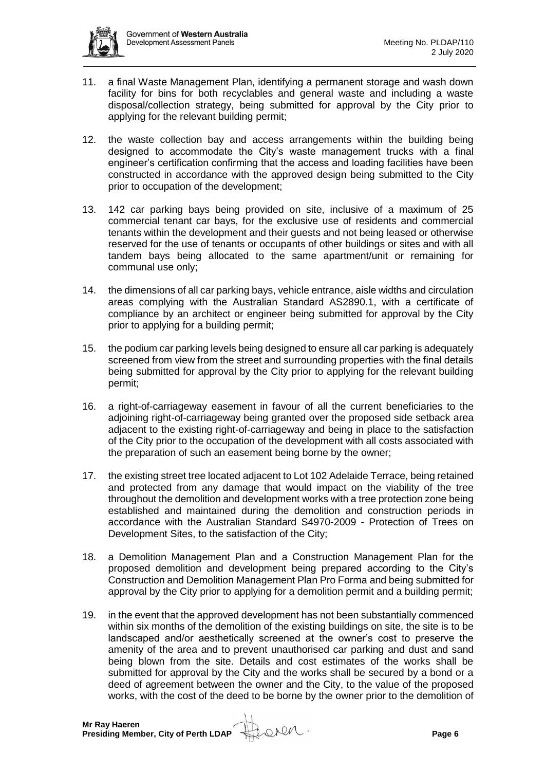11. a final Waste Management Plan, identifying a permanent storage and wash down facility for bins for both recyclables and general waste and including a waste disposal/collection strategy, being submitted for approval by the City prior to applying for the relevant building permit;

12. the waste collection bay and access arrangements within the building being designed to accommodate the City's waste management trucks with a final engineer's certification confirming that the access and loading facilities have been constructed in accordance with the approved design being submitted to the City prior to occupation of the development;

13. 142 car parking bays being provided on site, inclusive of a maximum of 25 commercial tenant car bays, for the exclusive use of residents and commercial tenants within the development and their guests and not being leased or otherwise reserved for the use of tenants or occupants of other buildings or sites and with all tandem bays being allocated to the same apartment/unit or remaining for communal use only;

14. the dimensions of all car parking bays, vehicle entrance, aisle widths and circulation areas complying with the Australian Standard AS2890.1, with a certificate of compliance by an architect or engineer being submitted for approval by the City prior to applying for a building permit;

15. the podium car parking levels being designed to ensure all car parking is adequately screened from view from the street and surrounding properties with the final details being submitted for approval by the City prior to applying for the relevant building permit;

16. a right-of-carriageway easement in favour of all the current beneficiaries to the adjoining right-of-carriageway being granted over the proposed side setback area adjacent to the existing right-of-carriageway and being in place to the satisfaction of the City prior to the occupation of the development with all costs associated with the preparation of such an easement being borne by the owner;

17. the existing street tree located adjacent to Lot 102 Adelaide Terrace, being retained and protected from any damage that would impact on the viability of the tree throughout the demolition and development works with a tree protection zone being established and maintained during the demolition and construction periods in accordance with the Australian Standard S4970-2009 - Protection of Trees on Development Sites, to the satisfaction of the City;

18. a Demolition Management Plan and a Construction Management Plan for the proposed demolition and development being prepared according to the City's Construction and Demolition Management Plan Pro Forma and being submitted for approval by the City prior to applying for a demolition permit and a building permit;

19. in the event that the approved development has not been substantially commenced within six months of the demolition of the existing buildings on site, the site is to be landscaped and/or aesthetically screened at the owner's cost to preserve the amenity of the area and to prevent unauthorised car parking and dust and sand being blown from the site. Details and cost estimates of the works shall be submitted for approval by the City and the works shall be secured by a bond or a deed of agreement between the owner and the City, to the value of the proposed works, with the cost of the deed to be borne by the owner prior to the demolition of

**Mr Ray Haeren**
**Presiding Member, City of Perth LDAP**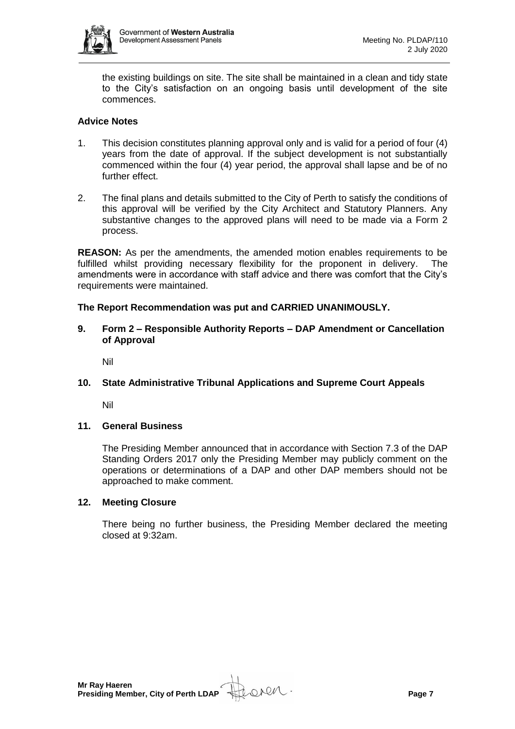the existing buildings on site. The site shall be maintained in a clean and tidy state to the City's satisfaction on an ongoing basis until development of the site commences.

**Advice Notes**

1. This decision constitutes planning approval only and is valid for a period of four (4) years from the date of approval. If the subject development is not substantially commenced within the four (4) year period, the approval shall lapse and be of no further effect.

2. The final plans and details submitted to the City of Perth to satisfy the conditions of this approval will be verified by the City Architect and Statutory Planners. Any substantive changes to the approved plans will need to be made via a Form 2 process.

**REASON:** As per the amendments, the amended motion enables requirements to be fulfilled whilst providing necessary flexibility for the proponent in delivery. The amendments were in accordance with staff advice and there was comfort that the City's requirements were maintained.

**The Report Recommendation was put and CARRIED UNANIMOUSLY.**

**9. Form 2 – Responsible Authority Reports – DAP Amendment or Cancellation of Approval**

Nil

**10. State Administrative Tribunal Applications and Supreme Court Appeals**

Nil

**11. General Business**

The Presiding Member announced that in accordance with Section 7.3 of the DAP Standing Orders 2017 only the Presiding Member may publicly comment on the operations or determinations of a DAP and other DAP members should not be approached to make comment.

**12. Meeting Closure**

There being no further business, the Presiding Member declared the meeting closed at 9:32am.

**Mr Ray Haeren**
**Presiding Member, City of Perth LDAP**